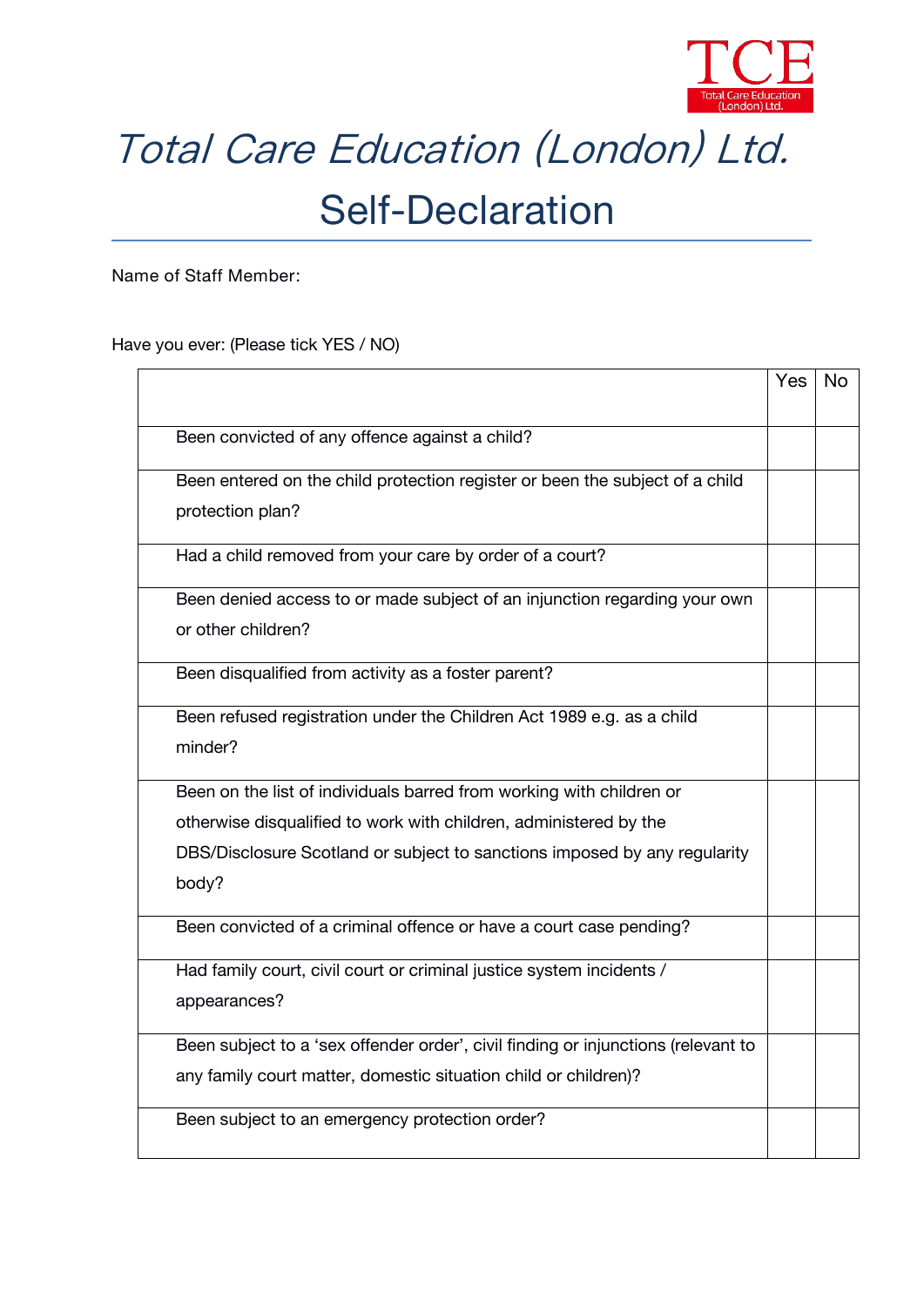# Total Care Education (London) Ltd.

## Self-Declaration

Name of Staff Member:

Have you ever: (Please tick YES / NO)

| | Yes | No |
|---|---|---|
| Been convicted of any offence against a child? | | |
| Been entered on the child protection register or been the subject of a child protection plan? | | |
| Had a child removed from your care by order of a court? | | |
| Been denied access to or made subject of an injunction regarding your own or other children? | | |
| Been disqualified from activity as a foster parent? | | |
| Been refused registration under the Children Act 1989 e.g. as a child minder? | | |
| Been on the list of individuals barred from working with children or otherwise disqualified to work with children, administered by the DBS/Disclosure Scotland or subject to sanctions imposed by any regularity body? | | |
| Been convicted of a criminal offence or have a court case pending? | | |
| Had family court, civil court or criminal justice system incidents / appearances? | | |
| Been subject to a 'sex offender order', civil finding or injunctions (relevant to any family court matter, domestic situation child or children)? | | |
| Been subject to an emergency protection order? | | |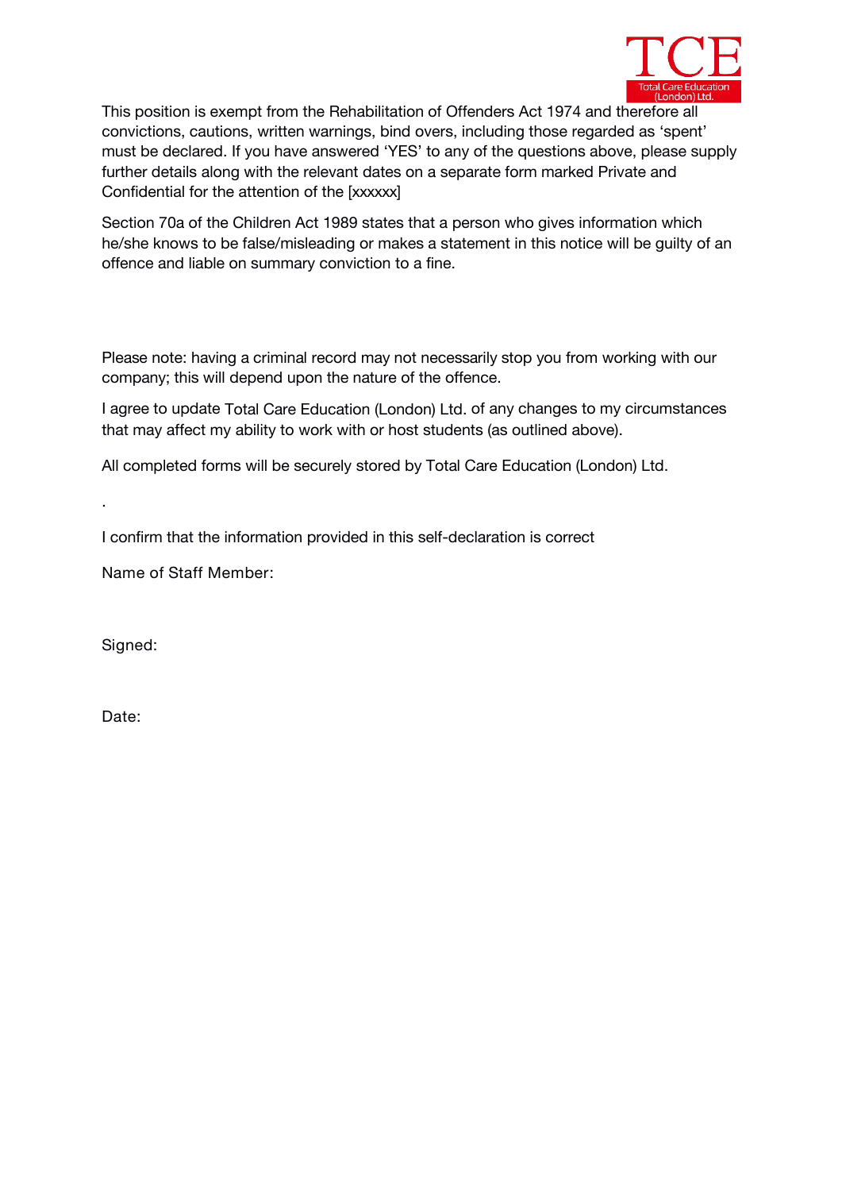This position is exempt from the Rehabilitation of Offenders Act 1974 and therefore all convictions, cautions, written warnings, bind overs, including those regarded as 'spent' must be declared. If you have answered 'YES' to any of the questions above, please supply further details along with the relevant dates on a separate form marked Private and Confidential for the attention of the [xxxxxx]

Section 70a of the Children Act 1989 states that a person who gives information which he/she knows to be false/misleading or makes a statement in this notice will be guilty of an offence and liable on summary conviction to a fine.

Please note: having a criminal record may not necessarily stop you from working with our company; this will depend upon the nature of the offence.

I agree to update Total Care Education (London) Ltd. of any changes to my circumstances that may affect my ability to work with or host students (as outlined above).

All completed forms will be securely stored by Total Care Education (London) Ltd.

.

I confirm that the information provided in this self-declaration is correct

Name of Staff Member:

Signed:

Date: